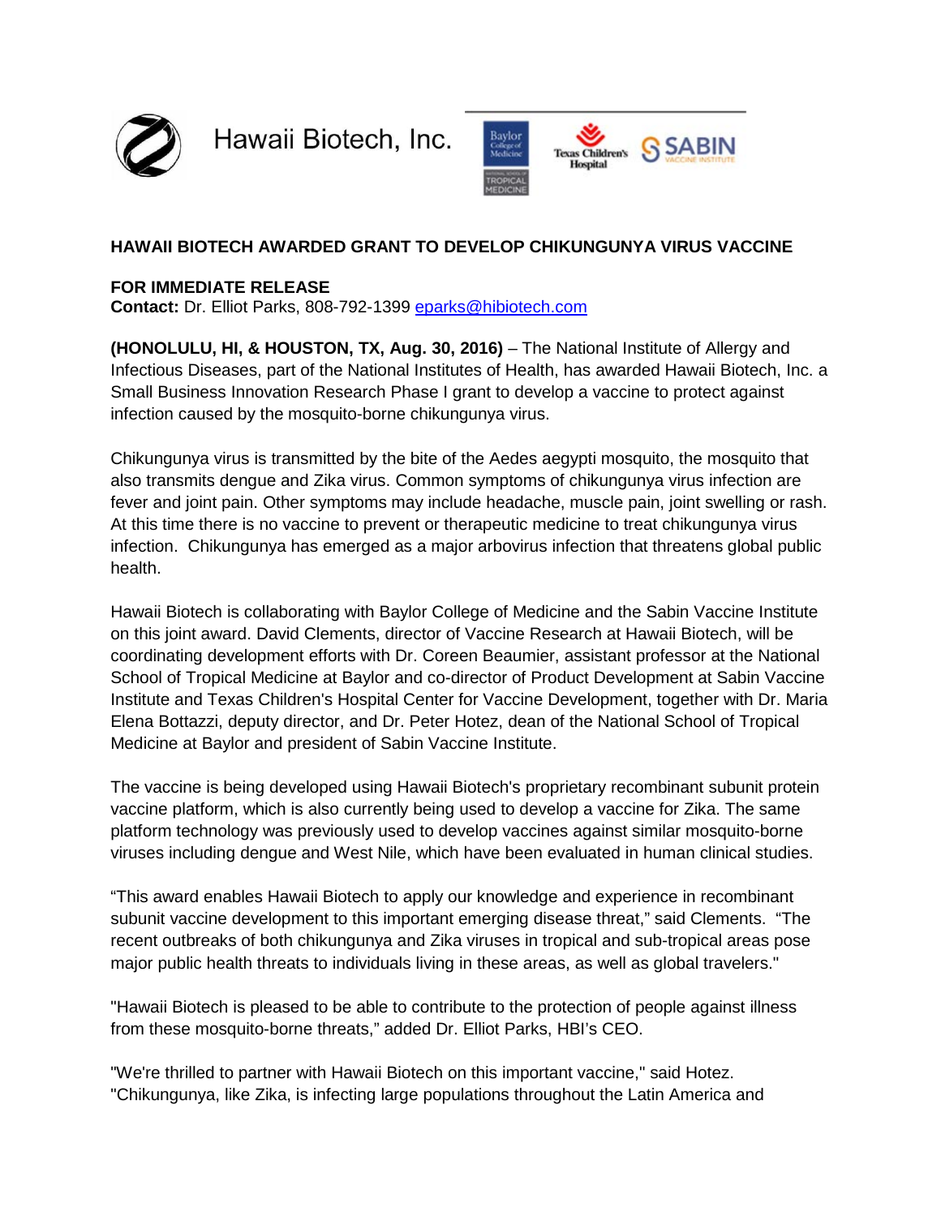Hawaii Biotech, Inc.

## HAWAII BIOTECH AWARDED GRANT TO DEVELOP CHIKUNGUNYA VIRUS VACCINE

**FOR IMMEDIATE RELEASE**
**Contact:** Dr. Elliot Parks, 808-792-1399 eparks@hibiotech.com

**(HONOLULU, HI, & HOUSTON, TX, Aug. 30, 2016)** – The National Institute of Allergy and Infectious Diseases, part of the National Institutes of Health, has awarded Hawaii Biotech, Inc. a Small Business Innovation Research Phase I grant to develop a vaccine to protect against infection caused by the mosquito-borne chikungunya virus.

Chikungunya virus is transmitted by the bite of the Aedes aegypti mosquito, the mosquito that also transmits dengue and Zika virus. Common symptoms of chikungunya virus infection are fever and joint pain. Other symptoms may include headache, muscle pain, joint swelling or rash. At this time there is no vaccine to prevent or therapeutic medicine to treat chikungunya virus infection. Chikungunya has emerged as a major arbovirus infection that threatens global public health.

Hawaii Biotech is collaborating with Baylor College of Medicine and the Sabin Vaccine Institute on this joint award. David Clements, director of Vaccine Research at Hawaii Biotech, will be coordinating development efforts with Dr. Coreen Beaumier, assistant professor at the National School of Tropical Medicine at Baylor and co-director of Product Development at Sabin Vaccine Institute and Texas Children's Hospital Center for Vaccine Development, together with Dr. Maria Elena Bottazzi, deputy director, and Dr. Peter Hotez, dean of the National School of Tropical Medicine at Baylor and president of Sabin Vaccine Institute.

The vaccine is being developed using Hawaii Biotech's proprietary recombinant subunit protein vaccine platform, which is also currently being used to develop a vaccine for Zika. The same platform technology was previously used to develop vaccines against similar mosquito-borne viruses including dengue and West Nile, which have been evaluated in human clinical studies.

“This award enables Hawaii Biotech to apply our knowledge and experience in recombinant subunit vaccine development to this important emerging disease threat,” said Clements. “The recent outbreaks of both chikungunya and Zika viruses in tropical and sub-tropical areas pose major public health threats to individuals living in these areas, as well as global travelers."

"Hawaii Biotech is pleased to be able to contribute to the protection of people against illness from these mosquito-borne threats,” added Dr. Elliot Parks, HBI’s CEO.

"We're thrilled to partner with Hawaii Biotech on this important vaccine," said Hotez. "Chikungunya, like Zika, is infecting large populations throughout the Latin America and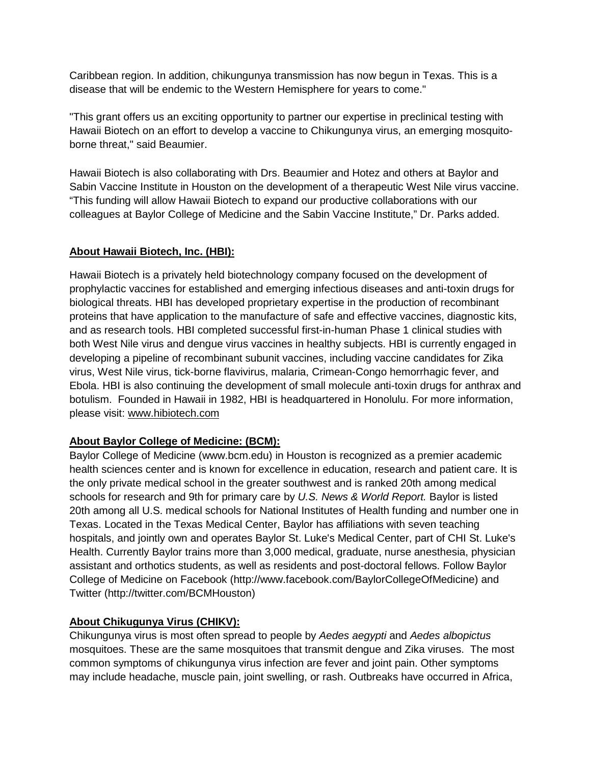Caribbean region. In addition, chikungunya transmission has now begun in Texas. This is a disease that will be endemic to the Western Hemisphere for years to come."

"This grant offers us an exciting opportunity to partner our expertise in preclinical testing with Hawaii Biotech on an effort to develop a vaccine to Chikungunya virus, an emerging mosquito-borne threat," said Beaumier.

Hawaii Biotech is also collaborating with Drs. Beaumier and Hotez and others at Baylor and Sabin Vaccine Institute in Houston on the development of a therapeutic West Nile virus vaccine. "This funding will allow Hawaii Biotech to expand our productive collaborations with our colleagues at Baylor College of Medicine and the Sabin Vaccine Institute," Dr. Parks added.

## About Hawaii Biotech, Inc. (HBI):

Hawaii Biotech is a privately held biotechnology company focused on the development of prophylactic vaccines for established and emerging infectious diseases and anti-toxin drugs for biological threats. HBI has developed proprietary expertise in the production of recombinant proteins that have application to the manufacture of safe and effective vaccines, diagnostic kits, and as research tools. HBI completed successful first-in-human Phase 1 clinical studies with both West Nile virus and dengue virus vaccines in healthy subjects. HBI is currently engaged in developing a pipeline of recombinant subunit vaccines, including vaccine candidates for Zika virus, West Nile virus, tick-borne flavivirus, malaria, Crimean-Congo hemorrhagic fever, and Ebola. HBI is also continuing the development of small molecule anti-toxin drugs for anthrax and botulism. Founded in Hawaii in 1982, HBI is headquartered in Honolulu. For more information, please visit: www.hibiotech.com

## About Baylor College of Medicine: (BCM):

Baylor College of Medicine (www.bcm.edu) in Houston is recognized as a premier academic health sciences center and is known for excellence in education, research and patient care. It is the only private medical school in the greater southwest and is ranked 20th among medical schools for research and 9th for primary care by *U.S. News & World Report.* Baylor is listed 20th among all U.S. medical schools for National Institutes of Health funding and number one in Texas. Located in the Texas Medical Center, Baylor has affiliations with seven teaching hospitals, and jointly own and operates Baylor St. Luke's Medical Center, part of CHI St. Luke's Health. Currently Baylor trains more than 3,000 medical, graduate, nurse anesthesia, physician assistant and orthotics students, as well as residents and post-doctoral fellows. Follow Baylor College of Medicine on Facebook (http://www.facebook.com/BaylorCollegeOfMedicine) and Twitter (http://twitter.com/BCMHouston)

## About Chikugunya Virus (CHIKV):

Chikungunya virus is most often spread to people by *Aedes aegypti* and *Aedes albopictus* mosquitoes. These are the same mosquitoes that transmit dengue and Zika viruses. The most common symptoms of chikungunya virus infection are fever and joint pain. Other symptoms may include headache, muscle pain, joint swelling, or rash. Outbreaks have occurred in Africa,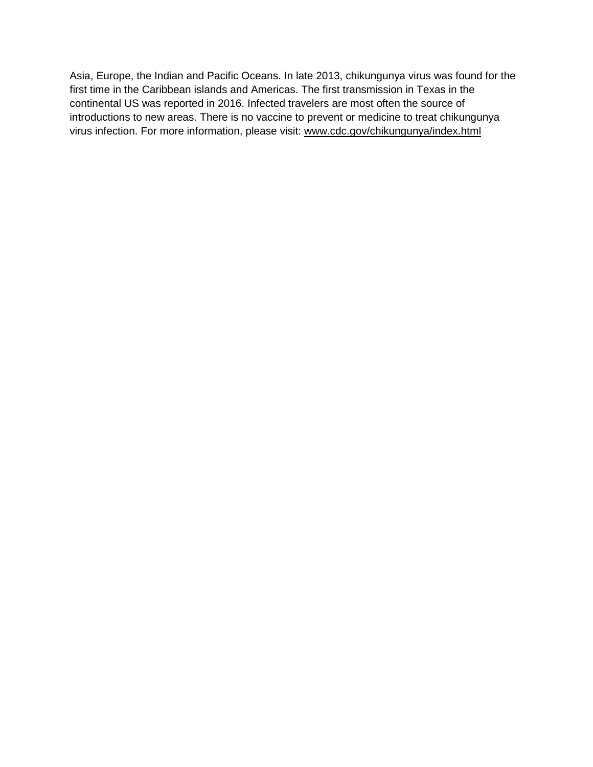Asia, Europe, the Indian and Pacific Oceans. In late 2013, chikungunya virus was found for the first time in the Caribbean islands and Americas. The first transmission in Texas in the continental US was reported in 2016. Infected travelers are most often the source of introductions to new areas. There is no vaccine to prevent or medicine to treat chikungunya virus infection. For more information, please visit: www.cdc.gov/chikungunya/index.html